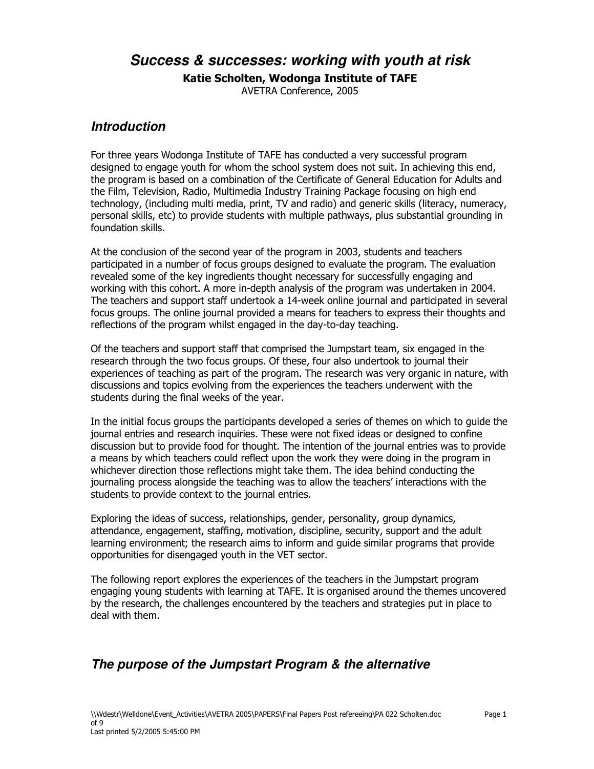# *Success & successes: working with youth at risk*

**Katie Scholten, Wodonga Institute of TAFE**

AVETRA Conference, 2005

## *Introduction*

For three years Wodonga Institute of TAFE has conducted a very successful program designed to engage youth for whom the school system does not suit. In achieving this end, the program is based on a combination of the Certificate of General Education for Adults and the Film, Television, Radio, Multimedia Industry Training Package focusing on high end technology, (including multi media, print, TV and radio) and generic skills (literacy, numeracy, personal skills, etc) to provide students with multiple pathways, plus substantial grounding in foundation skills.

At the conclusion of the second year of the program in 2003, students and teachers participated in a number of focus groups designed to evaluate the program. The evaluation revealed some of the key ingredients thought necessary for successfully engaging and working with this cohort. A more in-depth analysis of the program was undertaken in 2004. The teachers and support staff undertook a 14-week online journal and participated in several focus groups. The online journal provided a means for teachers to express their thoughts and reflections of the program whilst engaged in the day-to-day teaching.

Of the teachers and support staff that comprised the Jumpstart team, six engaged in the research through the two focus groups. Of these, four also undertook to journal their experiences of teaching as part of the program. The research was very organic in nature, with discussions and topics evolving from the experiences the teachers underwent with the students during the final weeks of the year.

In the initial focus groups the participants developed a series of themes on which to guide the journal entries and research inquiries. These were not fixed ideas or designed to confine discussion but to provide food for thought. The intention of the journal entries was to provide a means by which teachers could reflect upon the work they were doing in the program in whichever direction those reflections might take them. The idea behind conducting the journaling process alongside the teaching was to allow the teachers' interactions with the students to provide context to the journal entries.

Exploring the ideas of success, relationships, gender, personality, group dynamics, attendance, engagement, staffing, motivation, discipline, security, support and the adult learning environment; the research aims to inform and guide similar programs that provide opportunities for disengaged youth in the VET sector.

The following report explores the experiences of the teachers in the Jumpstart program engaging young students with learning at TAFE. It is organised around the themes uncovered by the research, the challenges encountered by the teachers and strategies put in place to deal with them.

## *The purpose of the Jumpstart Program & the alternative*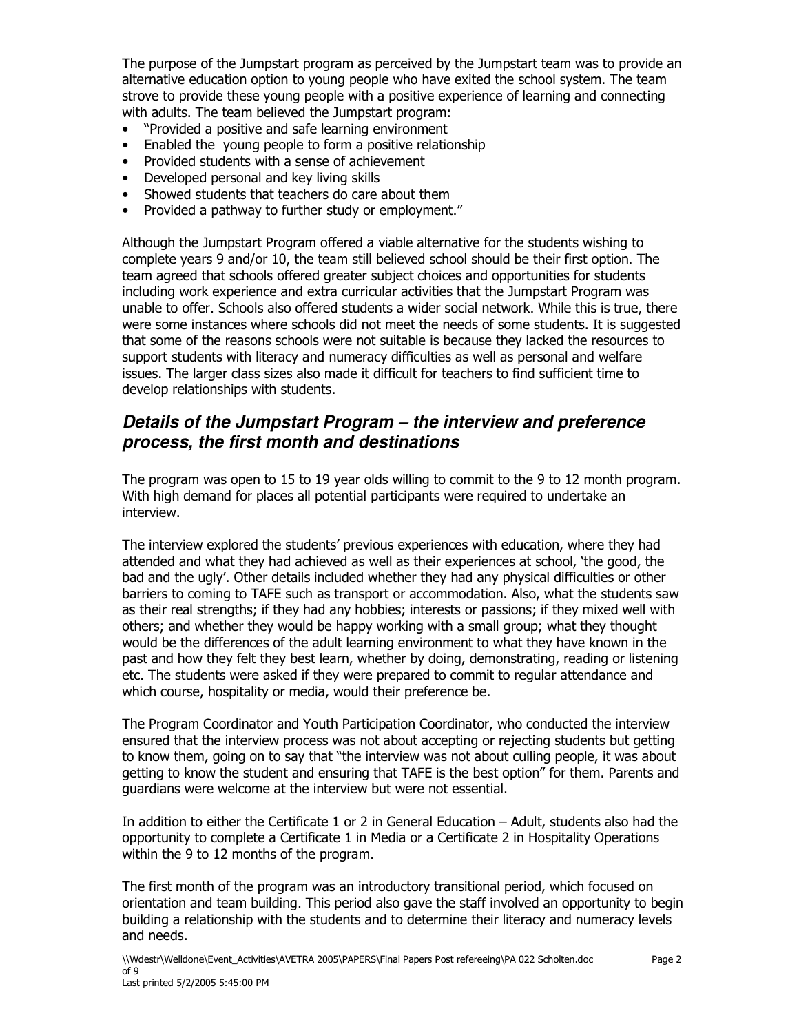The purpose of the Jumpstart program as perceived by the Jumpstart team was to provide an alternative education option to young people who have exited the school system. The team strove to provide these young people with a positive experience of learning and connecting with adults. The team believed the Jumpstart program:

- "Provided a positive and safe learning environment
- Enabled the young people to form a positive relationship
- Provided students with a sense of achievement
- Developed personal and key living skills
- Showed students that teachers do care about them
- Provided a pathway to further study or employment."

Although the Jumpstart Program offered a viable alternative for the students wishing to complete years 9 and/or 10, the team still believed school should be their first option. The team agreed that schools offered greater subject choices and opportunities for students including work experience and extra curricular activities that the Jumpstart Program was unable to offer. Schools also offered students a wider social network. While this is true, there were some instances where schools did not meet the needs of some students. It is suggested that some of the reasons schools were not suitable is because they lacked the resources to support students with literacy and numeracy difficulties as well as personal and welfare issues. The larger class sizes also made it difficult for teachers to find sufficient time to develop relationships with students.

## *Details of the Jumpstart Program – the interview and preference process, the first month and destinations*

The program was open to 15 to 19 year olds willing to commit to the 9 to 12 month program. With high demand for places all potential participants were required to undertake an interview.

The interview explored the students' previous experiences with education, where they had attended and what they had achieved as well as their experiences at school, 'the good, the bad and the ugly'. Other details included whether they had any physical difficulties or other barriers to coming to TAFE such as transport or accommodation. Also, what the students saw as their real strengths; if they had any hobbies; interests or passions; if they mixed well with others; and whether they would be happy working with a small group; what they thought would be the differences of the adult learning environment to what they have known in the past and how they felt they best learn, whether by doing, demonstrating, reading or listening etc. The students were asked if they were prepared to commit to regular attendance and which course, hospitality or media, would their preference be.

The Program Coordinator and Youth Participation Coordinator, who conducted the interview ensured that the interview process was not about accepting or rejecting students but getting to know them, going on to say that "the interview was not about culling people, it was about getting to know the student and ensuring that TAFE is the best option" for them. Parents and guardians were welcome at the interview but were not essential.

In addition to either the Certificate 1 or 2 in General Education – Adult, students also had the opportunity to complete a Certificate 1 in Media or a Certificate 2 in Hospitality Operations within the 9 to 12 months of the program.

The first month of the program was an introductory transitional period, which focused on orientation and team building. This period also gave the staff involved an opportunity to begin building a relationship with the students and to determine their literacy and numeracy levels and needs.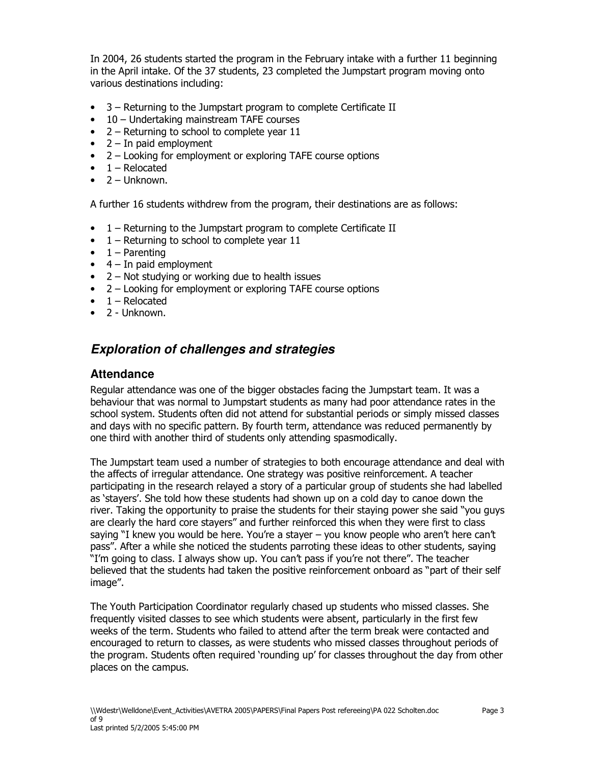In 2004, 26 students started the program in the February intake with a further 11 beginning in the April intake. Of the 37 students, 23 completed the Jumpstart program moving onto various destinations including:

- 3 – Returning to the Jumpstart program to complete Certificate II
- 10 – Undertaking mainstream TAFE courses
- 2 – Returning to school to complete year 11
- 2 – In paid employment
- 2 – Looking for employment or exploring TAFE course options
- 1 – Relocated
- 2 – Unknown.

A further 16 students withdrew from the program, their destinations are as follows:

- 1 – Returning to the Jumpstart program to complete Certificate II
- 1 – Returning to school to complete year 11
- 1 – Parenting
- 4 – In paid employment
- 2 – Not studying or working due to health issues
- 2 – Looking for employment or exploring TAFE course options
- 1 – Relocated
- 2 - Unknown.

## *Exploration of challenges and strategies*

### Attendance

Regular attendance was one of the bigger obstacles facing the Jumpstart team. It was a behaviour that was normal to Jumpstart students as many had poor attendance rates in the school system. Students often did not attend for substantial periods or simply missed classes and days with no specific pattern. By fourth term, attendance was reduced permanently by one third with another third of students only attending spasmodically.

The Jumpstart team used a number of strategies to both encourage attendance and deal with the affects of irregular attendance. One strategy was positive reinforcement. A teacher participating in the research relayed a story of a particular group of students she had labelled as 'stayers'. She told how these students had shown up on a cold day to canoe down the river. Taking the opportunity to praise the students for their staying power she said "you guys are clearly the hard core stayers" and further reinforced this when they were first to class saying "I knew you would be here. You're a stayer – you know people who aren't here can't pass". After a while she noticed the students parroting these ideas to other students, saying "I'm going to class. I always show up. You can't pass if you're not there". The teacher believed that the students had taken the positive reinforcement onboard as "part of their self image".

The Youth Participation Coordinator regularly chased up students who missed classes. She frequently visited classes to see which students were absent, particularly in the first few weeks of the term. Students who failed to attend after the term break were contacted and encouraged to return to classes, as were students who missed classes throughout periods of the program. Students often required 'rounding up' for classes throughout the day from other places on the campus.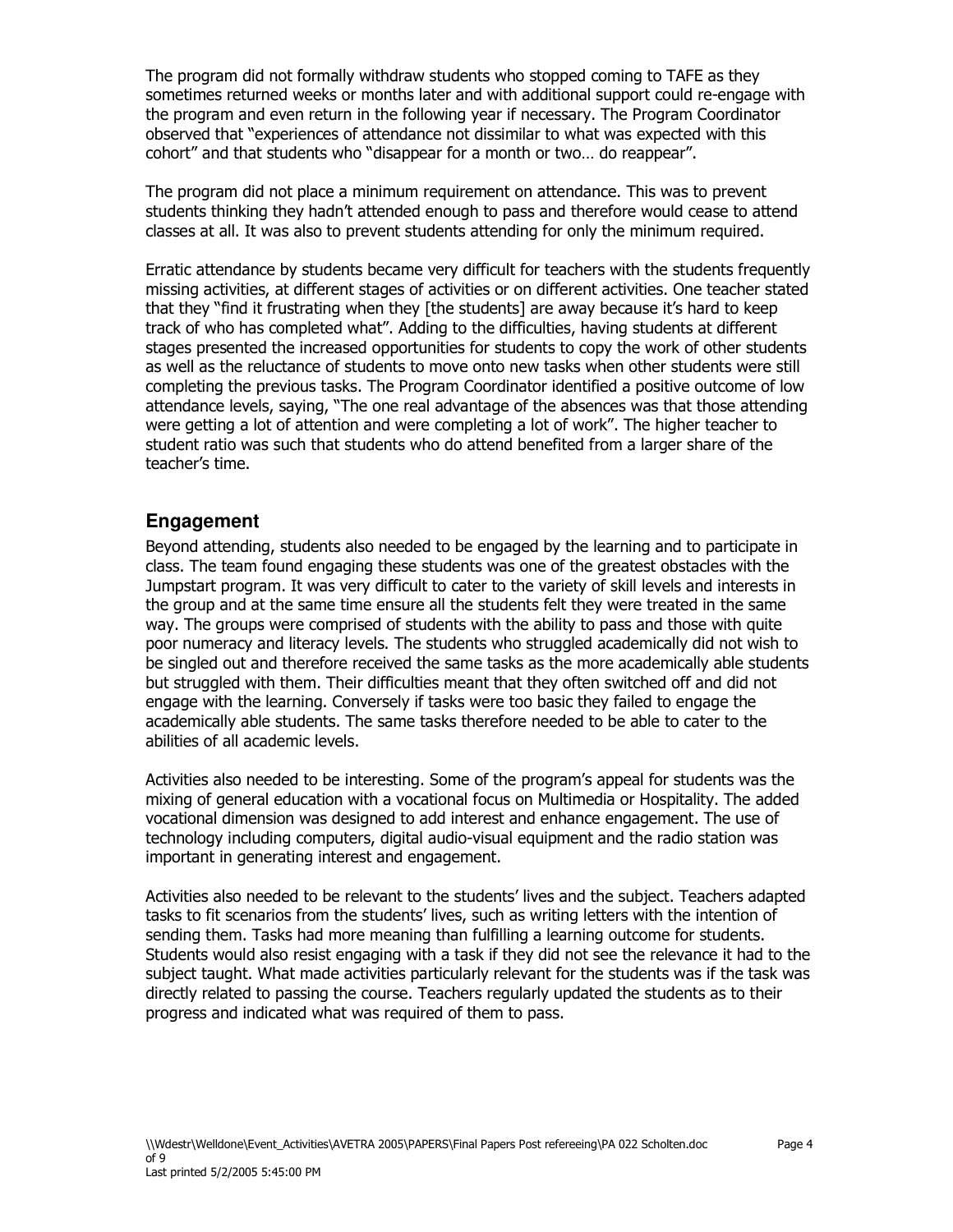The program did not formally withdraw students who stopped coming to TAFE as they sometimes returned weeks or months later and with additional support could re-engage with the program and even return in the following year if necessary. The Program Coordinator observed that "experiences of attendance not dissimilar to what was expected with this cohort" and that students who "disappear for a month or two… do reappear".

The program did not place a minimum requirement on attendance. This was to prevent students thinking they hadn't attended enough to pass and therefore would cease to attend classes at all. It was also to prevent students attending for only the minimum required.

Erratic attendance by students became very difficult for teachers with the students frequently missing activities, at different stages of activities or on different activities. One teacher stated that they "find it frustrating when they [the students] are away because it's hard to keep track of who has completed what". Adding to the difficulties, having students at different stages presented the increased opportunities for students to copy the work of other students as well as the reluctance of students to move onto new tasks when other students were still completing the previous tasks. The Program Coordinator identified a positive outcome of low attendance levels, saying, "The one real advantage of the absences was that those attending were getting a lot of attention and were completing a lot of work". The higher teacher to student ratio was such that students who do attend benefited from a larger share of the teacher's time.

## Engagement

Beyond attending, students also needed to be engaged by the learning and to participate in class. The team found engaging these students was one of the greatest obstacles with the Jumpstart program. It was very difficult to cater to the variety of skill levels and interests in the group and at the same time ensure all the students felt they were treated in the same way. The groups were comprised of students with the ability to pass and those with quite poor numeracy and literacy levels. The students who struggled academically did not wish to be singled out and therefore received the same tasks as the more academically able students but struggled with them. Their difficulties meant that they often switched off and did not engage with the learning. Conversely if tasks were too basic they failed to engage the academically able students. The same tasks therefore needed to be able to cater to the abilities of all academic levels.

Activities also needed to be interesting. Some of the program's appeal for students was the mixing of general education with a vocational focus on Multimedia or Hospitality. The added vocational dimension was designed to add interest and enhance engagement. The use of technology including computers, digital audio-visual equipment and the radio station was important in generating interest and engagement.

Activities also needed to be relevant to the students' lives and the subject. Teachers adapted tasks to fit scenarios from the students' lives, such as writing letters with the intention of sending them. Tasks had more meaning than fulfilling a learning outcome for students. Students would also resist engaging with a task if they did not see the relevance it had to the subject taught. What made activities particularly relevant for the students was if the task was directly related to passing the course. Teachers regularly updated the students as to their progress and indicated what was required of them to pass.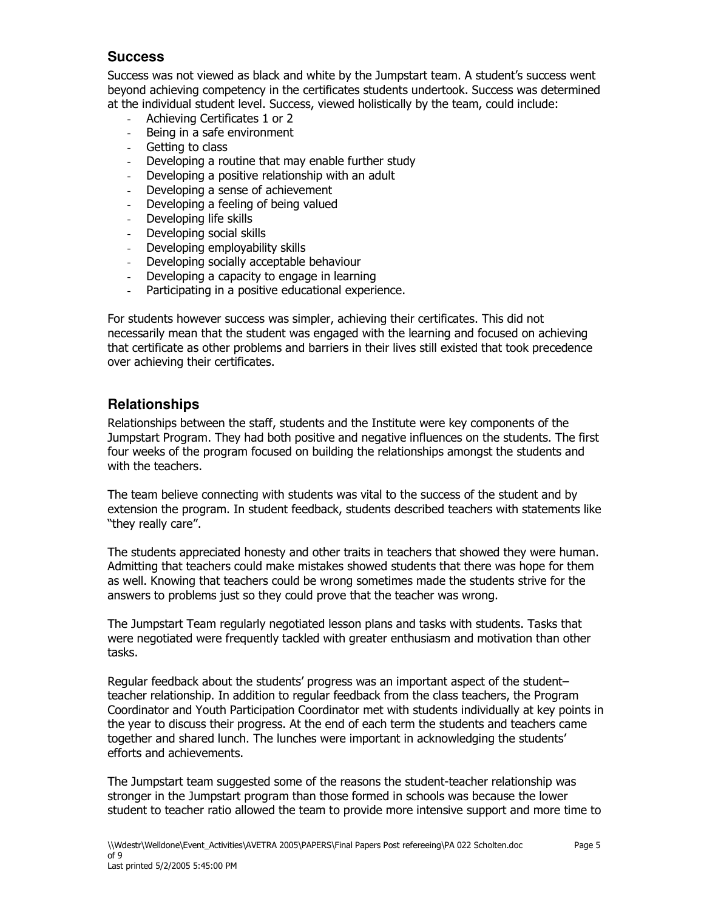## Success

Success was not viewed as black and white by the Jumpstart team. A student's success went beyond achieving competency in the certificates students undertook. Success was determined at the individual student level. Success, viewed holistically by the team, could include:

- Achieving Certificates 1 or 2
- Being in a safe environment
- Getting to class
- Developing a routine that may enable further study
- Developing a positive relationship with an adult
- Developing a sense of achievement
- Developing a feeling of being valued
- Developing life skills
- Developing social skills
- Developing employability skills
- Developing socially acceptable behaviour
- Developing a capacity to engage in learning
- Participating in a positive educational experience.

For students however success was simpler, achieving their certificates. This did not necessarily mean that the student was engaged with the learning and focused on achieving that certificate as other problems and barriers in their lives still existed that took precedence over achieving their certificates.

## Relationships

Relationships between the staff, students and the Institute were key components of the Jumpstart Program. They had both positive and negative influences on the students. The first four weeks of the program focused on building the relationships amongst the students and with the teachers.

The team believe connecting with students was vital to the success of the student and by extension the program. In student feedback, students described teachers with statements like "they really care".

The students appreciated honesty and other traits in teachers that showed they were human. Admitting that teachers could make mistakes showed students that there was hope for them as well. Knowing that teachers could be wrong sometimes made the students strive for the answers to problems just so they could prove that the teacher was wrong.

The Jumpstart Team regularly negotiated lesson plans and tasks with students. Tasks that were negotiated were frequently tackled with greater enthusiasm and motivation than other tasks.

Regular feedback about the students' progress was an important aspect of the student–teacher relationship. In addition to regular feedback from the class teachers, the Program Coordinator and Youth Participation Coordinator met with students individually at key points in the year to discuss their progress. At the end of each term the students and teachers came together and shared lunch. The lunches were important in acknowledging the students' efforts and achievements.

The Jumpstart team suggested some of the reasons the student-teacher relationship was stronger in the Jumpstart program than those formed in schools was because the lower student to teacher ratio allowed the team to provide more intensive support and more time to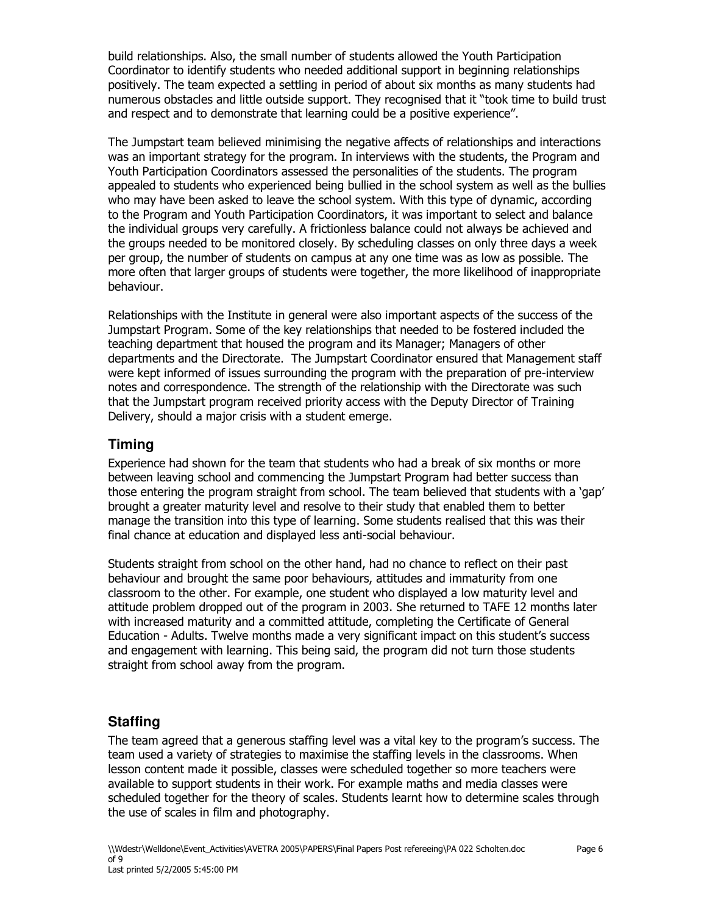build relationships. Also, the small number of students allowed the Youth Participation Coordinator to identify students who needed additional support in beginning relationships positively. The team expected a settling in period of about six months as many students had numerous obstacles and little outside support. They recognised that it "took time to build trust and respect and to demonstrate that learning could be a positive experience".

The Jumpstart team believed minimising the negative affects of relationships and interactions was an important strategy for the program. In interviews with the students, the Program and Youth Participation Coordinators assessed the personalities of the students. The program appealed to students who experienced being bullied in the school system as well as the bullies who may have been asked to leave the school system. With this type of dynamic, according to the Program and Youth Participation Coordinators, it was important to select and balance the individual groups very carefully. A frictionless balance could not always be achieved and the groups needed to be monitored closely. By scheduling classes on only three days a week per group, the number of students on campus at any one time was as low as possible. The more often that larger groups of students were together, the more likelihood of inappropriate behaviour.

Relationships with the Institute in general were also important aspects of the success of the Jumpstart Program. Some of the key relationships that needed to be fostered included the teaching department that housed the program and its Manager; Managers of other departments and the Directorate. The Jumpstart Coordinator ensured that Management staff were kept informed of issues surrounding the program with the preparation of pre-interview notes and correspondence. The strength of the relationship with the Directorate was such that the Jumpstart program received priority access with the Deputy Director of Training Delivery, should a major crisis with a student emerge.

## Timing

Experience had shown for the team that students who had a break of six months or more between leaving school and commencing the Jumpstart Program had better success than those entering the program straight from school. The team believed that students with a 'gap' brought a greater maturity level and resolve to their study that enabled them to better manage the transition into this type of learning. Some students realised that this was their final chance at education and displayed less anti-social behaviour.

Students straight from school on the other hand, had no chance to reflect on their past behaviour and brought the same poor behaviours, attitudes and immaturity from one classroom to the other. For example, one student who displayed a low maturity level and attitude problem dropped out of the program in 2003. She returned to TAFE 12 months later with increased maturity and a committed attitude, completing the Certificate of General Education - Adults. Twelve months made a very significant impact on this student's success and engagement with learning. This being said, the program did not turn those students straight from school away from the program.

## Staffing

The team agreed that a generous staffing level was a vital key to the program's success. The team used a variety of strategies to maximise the staffing levels in the classrooms. When lesson content made it possible, classes were scheduled together so more teachers were available to support students in their work. For example maths and media classes were scheduled together for the theory of scales. Students learnt how to determine scales through the use of scales in film and photography.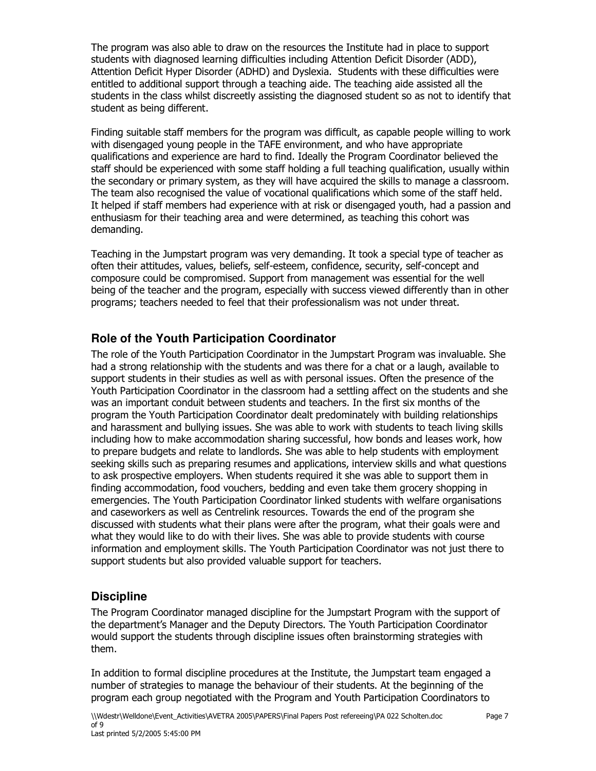The program was also able to draw on the resources the Institute had in place to support students with diagnosed learning difficulties including Attention Deficit Disorder (ADD), Attention Deficit Hyper Disorder (ADHD) and Dyslexia. Students with these difficulties were entitled to additional support through a teaching aide. The teaching aide assisted all the students in the class whilst discreetly assisting the diagnosed student so as not to identify that student as being different.

Finding suitable staff members for the program was difficult, as capable people willing to work with disengaged young people in the TAFE environment, and who have appropriate qualifications and experience are hard to find. Ideally the Program Coordinator believed the staff should be experienced with some staff holding a full teaching qualification, usually within the secondary or primary system, as they will have acquired the skills to manage a classroom. The team also recognised the value of vocational qualifications which some of the staff held. It helped if staff members had experience with at risk or disengaged youth, had a passion and enthusiasm for their teaching area and were determined, as teaching this cohort was demanding.

Teaching in the Jumpstart program was very demanding. It took a special type of teacher as often their attitudes, values, beliefs, self-esteem, confidence, security, self-concept and composure could be compromised. Support from management was essential for the well being of the teacher and the program, especially with success viewed differently than in other programs; teachers needed to feel that their professionalism was not under threat.

## Role of the Youth Participation Coordinator

The role of the Youth Participation Coordinator in the Jumpstart Program was invaluable. She had a strong relationship with the students and was there for a chat or a laugh, available to support students in their studies as well as with personal issues. Often the presence of the Youth Participation Coordinator in the classroom had a settling affect on the students and she was an important conduit between students and teachers. In the first six months of the program the Youth Participation Coordinator dealt predominately with building relationships and harassment and bullying issues. She was able to work with students to teach living skills including how to make accommodation sharing successful, how bonds and leases work, how to prepare budgets and relate to landlords. She was able to help students with employment seeking skills such as preparing resumes and applications, interview skills and what questions to ask prospective employers. When students required it she was able to support them in finding accommodation, food vouchers, bedding and even take them grocery shopping in emergencies. The Youth Participation Coordinator linked students with welfare organisations and caseworkers as well as Centrelink resources. Towards the end of the program she discussed with students what their plans were after the program, what their goals were and what they would like to do with their lives. She was able to provide students with course information and employment skills. The Youth Participation Coordinator was not just there to support students but also provided valuable support for teachers.

## Discipline

The Program Coordinator managed discipline for the Jumpstart Program with the support of the department's Manager and the Deputy Directors. The Youth Participation Coordinator would support the students through discipline issues often brainstorming strategies with them.

In addition to formal discipline procedures at the Institute, the Jumpstart team engaged a number of strategies to manage the behaviour of their students. At the beginning of the program each group negotiated with the Program and Youth Participation Coordinators to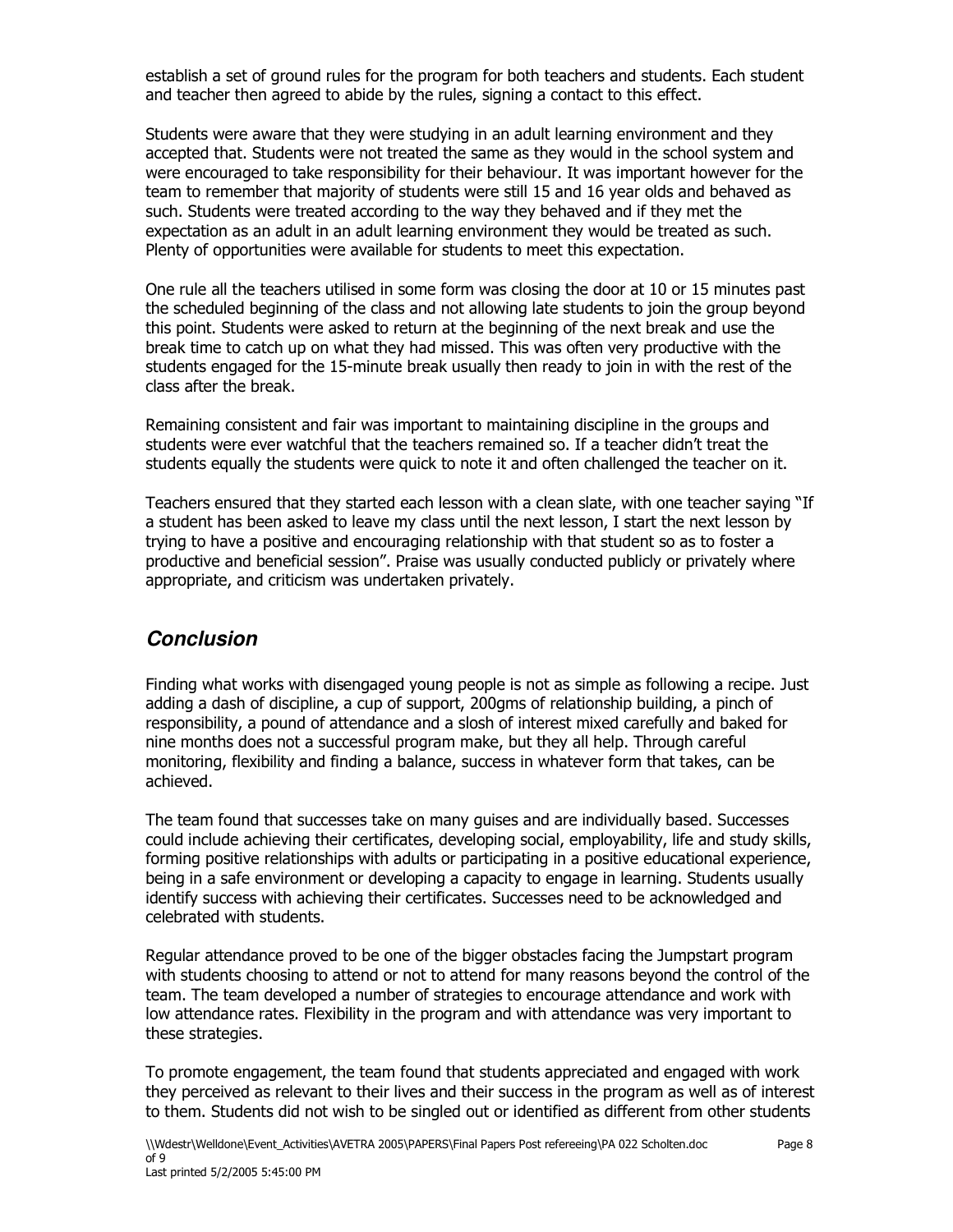establish a set of ground rules for the program for both teachers and students. Each student and teacher then agreed to abide by the rules, signing a contact to this effect.

Students were aware that they were studying in an adult learning environment and they accepted that. Students were not treated the same as they would in the school system and were encouraged to take responsibility for their behaviour. It was important however for the team to remember that majority of students were still 15 and 16 year olds and behaved as such. Students were treated according to the way they behaved and if they met the expectation as an adult in an adult learning environment they would be treated as such. Plenty of opportunities were available for students to meet this expectation.

One rule all the teachers utilised in some form was closing the door at 10 or 15 minutes past the scheduled beginning of the class and not allowing late students to join the group beyond this point. Students were asked to return at the beginning of the next break and use the break time to catch up on what they had missed. This was often very productive with the students engaged for the 15-minute break usually then ready to join in with the rest of the class after the break.

Remaining consistent and fair was important to maintaining discipline in the groups and students were ever watchful that the teachers remained so. If a teacher didn't treat the students equally the students were quick to note it and often challenged the teacher on it.

Teachers ensured that they started each lesson with a clean slate, with one teacher saying "If a student has been asked to leave my class until the next lesson, I start the next lesson by trying to have a positive and encouraging relationship with that student so as to foster a productive and beneficial session". Praise was usually conducted publicly or privately where appropriate, and criticism was undertaken privately.

## *Conclusion*

Finding what works with disengaged young people is not as simple as following a recipe. Just adding a dash of discipline, a cup of support, 200gms of relationship building, a pinch of responsibility, a pound of attendance and a slosh of interest mixed carefully and baked for nine months does not a successful program make, but they all help. Through careful monitoring, flexibility and finding a balance, success in whatever form that takes, can be achieved.

The team found that successes take on many guises and are individually based. Successes could include achieving their certificates, developing social, employability, life and study skills, forming positive relationships with adults or participating in a positive educational experience, being in a safe environment or developing a capacity to engage in learning. Students usually identify success with achieving their certificates. Successes need to be acknowledged and celebrated with students.

Regular attendance proved to be one of the bigger obstacles facing the Jumpstart program with students choosing to attend or not to attend for many reasons beyond the control of the team. The team developed a number of strategies to encourage attendance and work with low attendance rates. Flexibility in the program and with attendance was very important to these strategies.

To promote engagement, the team found that students appreciated and engaged with work they perceived as relevant to their lives and their success in the program as well as of interest to them. Students did not wish to be singled out or identified as different from other students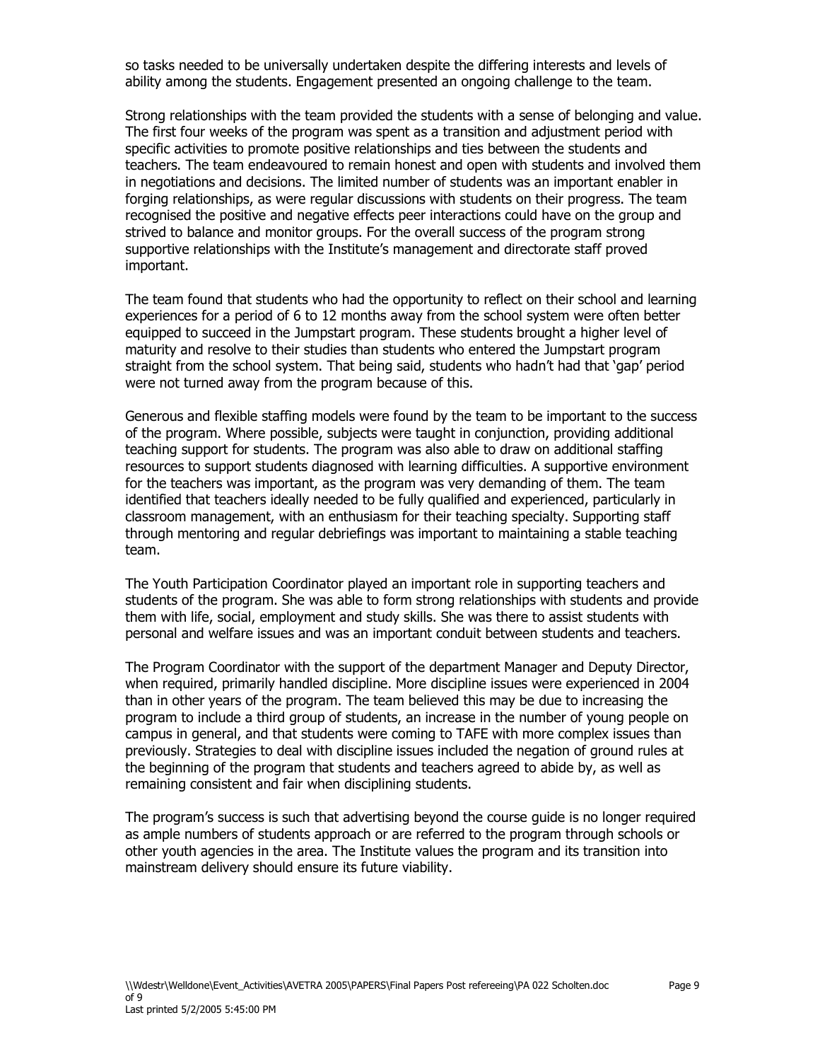so tasks needed to be universally undertaken despite the differing interests and levels of ability among the students. Engagement presented an ongoing challenge to the team.

Strong relationships with the team provided the students with a sense of belonging and value. The first four weeks of the program was spent as a transition and adjustment period with specific activities to promote positive relationships and ties between the students and teachers. The team endeavoured to remain honest and open with students and involved them in negotiations and decisions. The limited number of students was an important enabler in forging relationships, as were regular discussions with students on their progress. The team recognised the positive and negative effects peer interactions could have on the group and strived to balance and monitor groups. For the overall success of the program strong supportive relationships with the Institute's management and directorate staff proved important.

The team found that students who had the opportunity to reflect on their school and learning experiences for a period of 6 to 12 months away from the school system were often better equipped to succeed in the Jumpstart program. These students brought a higher level of maturity and resolve to their studies than students who entered the Jumpstart program straight from the school system. That being said, students who hadn't had that 'gap' period were not turned away from the program because of this.

Generous and flexible staffing models were found by the team to be important to the success of the program. Where possible, subjects were taught in conjunction, providing additional teaching support for students. The program was also able to draw on additional staffing resources to support students diagnosed with learning difficulties. A supportive environment for the teachers was important, as the program was very demanding of them. The team identified that teachers ideally needed to be fully qualified and experienced, particularly in classroom management, with an enthusiasm for their teaching specialty. Supporting staff through mentoring and regular debriefings was important to maintaining a stable teaching team.

The Youth Participation Coordinator played an important role in supporting teachers and students of the program. She was able to form strong relationships with students and provide them with life, social, employment and study skills. She was there to assist students with personal and welfare issues and was an important conduit between students and teachers.

The Program Coordinator with the support of the department Manager and Deputy Director, when required, primarily handled discipline. More discipline issues were experienced in 2004 than in other years of the program. The team believed this may be due to increasing the program to include a third group of students, an increase in the number of young people on campus in general, and that students were coming to TAFE with more complex issues than previously. Strategies to deal with discipline issues included the negation of ground rules at the beginning of the program that students and teachers agreed to abide by, as well as remaining consistent and fair when disciplining students.

The program's success is such that advertising beyond the course guide is no longer required as ample numbers of students approach or are referred to the program through schools or other youth agencies in the area. The Institute values the program and its transition into mainstream delivery should ensure its future viability.